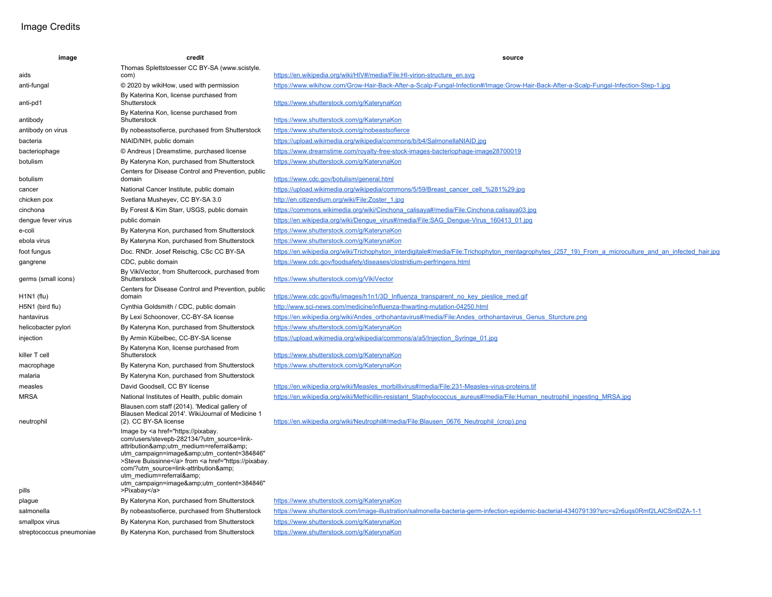# Image Credits

| image | credit | source |
|---|---|---|
| aids | Thomas Splettstoesser CC BY-SA (www.scistyle.com) | https://en.wikipedia.org/wiki/HIV#/media/File:HI-virion-structure_en.svg |
| anti-fungal | © 2020 by wikiHow, used with permission | https://www.wikihow.com/Grow-Hair-Back-After-a-Scalp-Fungal-Infection#/Image:Grow-Hair-Back-After-a-Scalp-Fungal-Infection-Step-1.jpg |
| anti-pd1 | By Katerina Kon, license purchased from Shutterstock | https://www.shutterstock.com/g/KaterynaKon |
| antibody | By Katerina Kon, license purchased from Shutterstock | https://www.shutterstock.com/g/KaterynaKon |
| antibody on virus | By nobeastsofierce, purchased from Shutterstock | https://www.shutterstock.com/g/nobeastsofierce |
| bacteria | NIAID/NIH, public domain | https://upload.wikimedia.org/wikipedia/commons/b/b4/SalmonellaNIAID.jpg |
| bacteriophage | © Andreus \| Dreamstime, purchased license | https://www.dreamstime.com/royalty-free-stock-images-bacteriophage-image28700019 |
| botulism | By Kateryna Kon, purchased from Shutterstock | https://www.shutterstock.com/g/KaterynaKon |
| botulism | Centers for Disease Control and Prevention, public domain | https://www.cdc.gov/botulism/general.html |
| cancer | National Cancer Institute, public domain | https://upload.wikimedia.org/wikipedia/commons/5/59/Breast_cancer_cell_%281%29.jpg |
| chicken pox | Svetlana Musheyev, CC BY-SA 3.0 | http://en.citizendium.org/wiki/File:Zoster_1.jpg |
| cinchona | By Forest & Kim Starr, USGS, public domain | https://commons.wikimedia.org/wiki/Cinchona_calisaya#/media/File:Cinchona.calisaya03.jpg |
| dengue fever virus | public domain | https://en.wikipedia.org/wiki/Dengue_virus#/media/File:SAG_Dengue-Virus_160413_01.jpg |
| e-coli | By Kateryna Kon, purchased from Shutterstock | https://www.shutterstock.com/g/KaterynaKon |
| ebola virus | By Kateryna Kon, purchased from Shutterstock | https://www.shutterstock.com/g/KaterynaKon |
| foot fungus | Doc. RNDr. Josef Reischig, CSc CC BY-SA | https://en.wikipedia.org/wiki/Trichophyton_interdigitale#/media/File:Trichophyton_mentagrophytes_(257_19)_From_a_microculture_and_an_infected_hair.jpg |
| gangrene | CDC, public domain | https://www.cdc.gov/foodsafety/diseases/clostridium-perfringens.html |
| germs (small icons) | By VikiVector, from Shuttercock, purchased from Shutterstock | https://www.shutterstock.com/g/VikiVector |
| H1N1 (flu) | Centers for Disease Control and Prevention, public domain | https://www.cdc.gov/flu/images/h1n1/3D_Influenza_transparent_no_key_pieslice_med.gif |
| H5N1 (bird flu) | Cynthia Goldsmith / CDC, public domain | http://www.sci-news.com/medicine/influenza-thwarting-mutation-04250.html |
| hantavirus | By Lexi Schoonover, CC-BY-SA license | https://en.wikipedia.org/wiki/Andes_orthohantavirus#/media/File:Andes_orthohantavirus_Genus_Sturcture.png |
| helicobacter pylori | By Kateryna Kon, purchased from Shutterstock | https://www.shutterstock.com/g/KaterynaKon |
| injection | By Armin Kübelbec, CC-BY-SA license | https://upload.wikimedia.org/wikipedia/commons/a/a5/Injection_Syringe_01.jpg |
| killer T cell | By Kateryna Kon, license purchased from Shutterstock | https://www.shutterstock.com/g/KaterynaKon |
| macrophage | By Kateryna Kon, purchased from Shutterstock | https://www.shutterstock.com/g/KaterynaKon |
| malaria | By Kateryna Kon, purchased from Shutterstock | |
| measles | David Goodsell, CC BY license | https://en.wikipedia.org/wiki/Measles_morbillivirus#/media/File:231-Measles-virus-proteins.tif |
| MRSA | National Institutes of Health, public domain | https://en.wikipedia.org/wiki/Methicillin-resistant_Staphylococcus_aureus#/media/File:Human_neutrophil_ingesting_MRSA.jpg |
| neutrophil | Blausen.com staff (2014). 'Medical gallery of Blausen Medical 2014'. WikiJournal of Medicine 1 (2). CC BY-SA license | https://en.wikipedia.org/wiki/Neutrophil#/media/File:Blausen_0676_Neutrophil_(crop).png |
| pills | Image by <a href="https://pixabay.com/users/stevepb-282134/?utm_source=link-attribution&amp;utm_medium=referral&amp;utm_campaign=image&amp;utm_content=384846">Steve Buissinne</a> from <a href="https://pixabay.com/?utm_source=link-attribution&amp;utm_medium=referral&amp;utm_campaign=image&amp;utm_content=384846">Pixabay</a> | |
| plague | By Kateryna Kon, purchased from Shutterstock | https://www.shutterstock.com/g/KaterynaKon |
| salmonella | By nobeastsofierce, purchased from Shutterstock | https://www.shutterstock.com/image-illustration/salmonella-bacteria-germ-infection-epidemic-bacterial-434079139?src=s2r6uqs0Rmf2LAlCSnlDZA-1-1 |
| smallpox virus | By Kateryna Kon, purchased from Shutterstock | https://www.shutterstock.com/g/KaterynaKon |
| streptococcus pneumoniae | By Kateryna Kon, purchased from Shutterstock | https://www.shutterstock.com/g/KaterynaKon |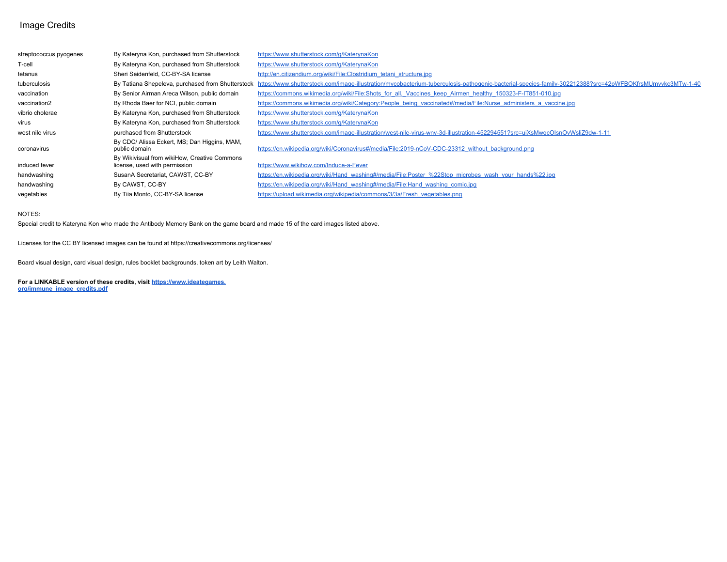# Image Credits

| | | |
|---|---|---|
| streptococcus pyogenes | By Kateryna Kon, purchased from Shutterstock | https://www.shutterstock.com/g/KaterynaKon |
| T-cell | By Kateryna Kon, purchased from Shutterstock | https://www.shutterstock.com/g/KaterynaKon |
| tetanus | Sheri Seidenfeld, CC-BY-SA license | http://en.citizendium.org/wiki/File:Clostridium_tetani_structure.jpg |
| tuberculosis | By Tatiana Shepeleva, purchased from Shutterstock | https://www.shutterstock.com/image-illustration/mycobacterium-tuberculosis-pathogenic-bacterial-species-family-302212388?src=42pWFBOKfrsMUmyykc3MTw-1-40 |
| vaccination | By Senior Airman Areca Wilson, public domain | https://commons.wikimedia.org/wiki/File:Shots_for_all,_Vaccines_keep_Airmen_healthy_150323-F-IT851-010.jpg |
| vaccination2 | By Rhoda Baer for NCI, public domain | https://commons.wikimedia.org/wiki/Category:People_being_vaccinated#/media/File:Nurse_administers_a_vaccine.jpg |
| vibrio cholerae | By Kateryna Kon, purchased from Shutterstock | https://www.shutterstock.com/g/KaterynaKon |
| virus | By Kateryna Kon, purchased from Shutterstock | https://www.shutterstock.com/g/KaterynaKon |
| west nile virus | purchased from Shutterstock | https://www.shutterstock.com/image-illustration/west-nile-virus-wnv-3d-illustration-452294551?src=uiXsMwqcOIsnOvWsliZ9dw-1-11 |
| coronavirus | By CDC/ Alissa Eckert, MS; Dan Higgins, MAM, public domain | https://en.wikipedia.org/wiki/Coronavirus#/media/File:2019-nCoV-CDC-23312_without_background.png |
| induced fever | By Wikivisual from wikiHow, Creative Commons license, used with permission | https://www.wikihow.com/Induce-a-Fever |
| handwashing | SusanA Secretariat, CAWST, CC-BY | https://en.wikipedia.org/wiki/Hand_washing#/media/File:Poster_%22Stop_microbes_wash_your_hands%22.jpg |
| handwashing | By CAWST, CC-BY | https://en.wikipedia.org/wiki/Hand_washing#/media/File:Hand_washing_comic.jpg |
| vegetables | By Tiia Monto, CC-BY-SA license | https://upload.wikimedia.org/wikipedia/commons/3/3a/Fresh_vegetables.png |

NOTES:

Special credit to Kateryna Kon who made the Antibody Memory Bank on the game board and made 15 of the card images listed above.

Licenses for the CC BY licensed images can be found at https://creativecommons.org/licenses/

Board visual design, card visual design, rules booklet backgrounds, token art by Leith Walton.

**For a LINKABLE version of these credits, visit https://www.ideategames.org/immune_image_credits.pdf**